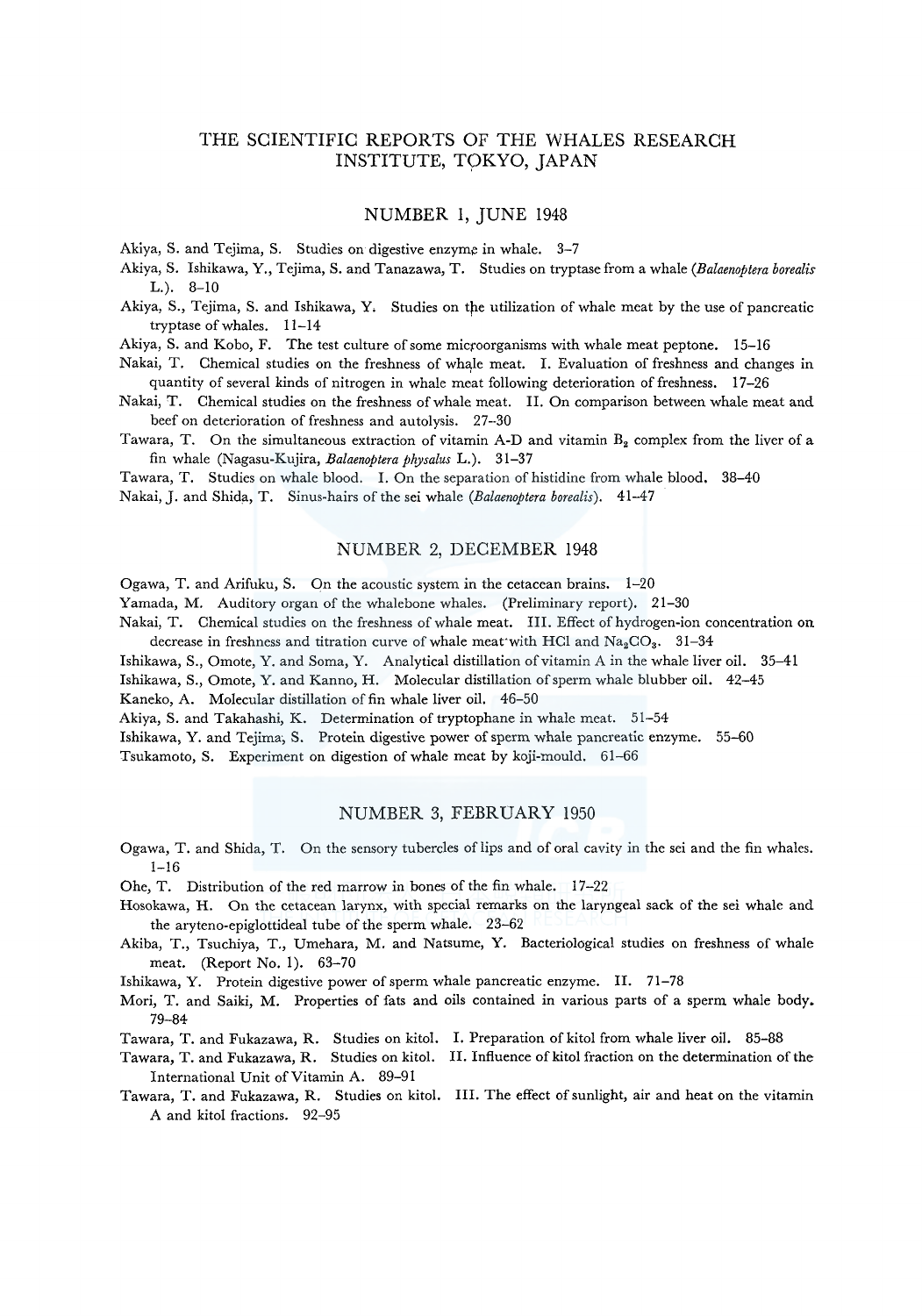# THE SCIENTIFIC REPORTS OF THE WHALES RESEARCH INSTITUTE, TOKYO, JAPAN

## NUMBER 1, JUNE 1948

Akiya, S. and Tejima, S. Studies on digestive enzyme in whale. 3–7

Akiya, S. Ishikawa, Y., Tejima, S. and Tanazawa, T. Studies on tryptase from a whale (*Balaenoptera borealis* L.). 8–10

Akiya, S., Tejima, S. and Ishikawa, Y. Studies on the utilization of whale meat by the use of pancreatic tryptase of whales. 11–14

Akiya, S. and Kobo, F. The test culture of some microorganisms with whale meat peptone. 15–16

Nakai, T. Chemical studies on the freshness of whale meat. I. Evaluation of freshness and changes in quantity of several kinds of nitrogen in whale meat following deterioration of freshness. 17–26

Nakai, T. Chemical studies on the freshness of whale meat. II. On comparison between whale meat and beef on deterioration of freshness and autolysis. 27–30

Tawara, T. On the simultaneous extraction of vitamin A-D and vitamin $B_2$ complex from the liver of a fin whale (Nagasu-Kujira, *Balaenoptera physalus* L.). 31–37

Tawara, T. Studies on whale blood. I. On the separation of histidine from whale blood. 38–40

Nakai, J. and Shida, T. Sinus-hairs of the sei whale (*Balaenoptera borealis*). 41–47

## NUMBER 2, DECEMBER 1948

Ogawa, T. and Arifuku, S. On the acoustic system in the cetacean brains. 1–20

Yamada, M. Auditory organ of the whalebone whales. (Preliminary report). 21–30

Nakai, T. Chemical studies on the freshness of whale meat. III. Effect of hydrogen-ion concentration on decrease in freshness and titration curve of whale meat with HCl and $Na_2CO_3$. 31–34

Ishikawa, S., Omote, Y. and Soma, Y. Analytical distillation of vitamin A in the whale liver oil. 35–41

Ishikawa, S., Omote, Y. and Kanno, H. Molecular distillation of sperm whale blubber oil. 42–45

Kaneko, A. Molecular distillation of fin whale liver oil. 46–50

Akiya, S. and Takahashi, K. Determination of tryptophane in whale meat. 51–54

Ishikawa, Y. and Tejima, S. Protein digestive power of sperm whale pancreatic enzyme. 55–60

Tsukamoto, S. Experiment on digestion of whale meat by koji-mould. 61–66

## NUMBER 3, FEBRUARY 1950

Ogawa, T. and Shida, T. On the sensory tubercles of lips and of oral cavity in the sei and the fin whales. 1–16

Ohe, T. Distribution of the red marrow in bones of the fin whale. 17–22

Hosokawa, H. On the cetacean larynx, with special remarks on the laryngeal sack of the sei whale and the aryteno-epiglottideal tube of the sperm whale. 23–62

Akiba, T., Tsuchiya, T., Umehara, M. and Natsume, Y. Bacteriological studies on freshness of whale meat. (Report No. 1). 63–70

Ishikawa, Y. Protein digestive power of sperm whale pancreatic enzyme. II. 71–78

Mori, T. and Saiki, M. Properties of fats and oils contained in various parts of a sperm whale body. 79–84

Tawara, T. and Fukazawa, R. Studies on kitol. I. Preparation of kitol from whale liver oil. 85–88

Tawara, T. and Fukazawa, R. Studies on kitol. II. Influence of kitol fraction on the determination of the International Unit of Vitamin A. 89–91

Tawara, T. and Fukazawa, R. Studies on kitol. III. The effect of sunlight, air and heat on the vitamin A and kitol fractions. 92–95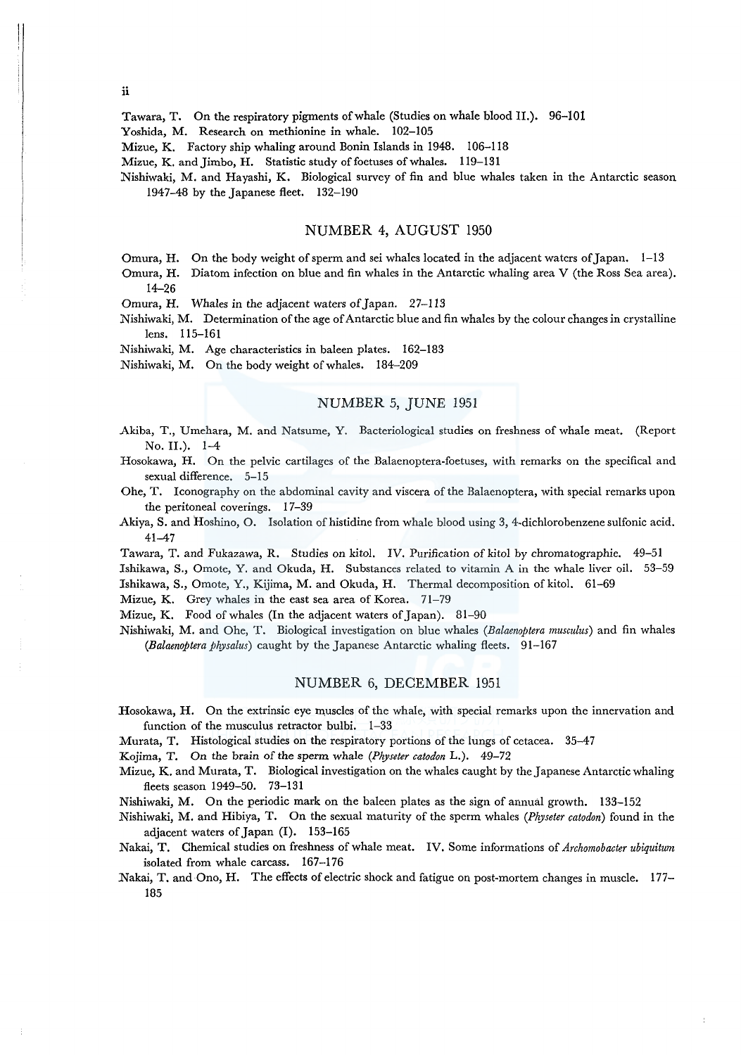Tawara, T. On the respiratory pigments of whale (Studies on whale blood II.). 96–101

Yoshida, M. Research on methionine in whale. 102–105

Mizue, K. Factory ship whaling around Bonin Islands in 1948. 106–118

Mizue, K. and Jimbo, H. Statistic study of foetuses of whales. 119–131

Nishiwaki, M. and Hayashi, K. Biological survey of fin and blue whales taken in the Antarctic season 1947–48 by the Japanese fleet. 132–190

## NUMBER 4, AUGUST 1950

Omura, H. On the body weight of sperm and sei whales located in the adjacent waters of Japan. 1–13

Omura, H. Diatom infection on blue and fin whales in the Antarctic whaling area V (the Ross Sea area). 14–26

Omura, H. Whales in the adjacent waters of Japan. 27–113

Nishiwaki, M. Determination of the age of Antarctic blue and fin whales by the colour changes in crystalline lens. 115–161

Nishiwaki, M. Age characteristics in baleen plates. 162–183

Nishiwaki, M. On the body weight of whales. 184–209

## NUMBER 5, JUNE 1951

Akiba, T., Umehara, M. and Natsume, Y. Bacteriological studies on freshness of whale meat. (Report No. II.). 1–4

Hosokawa, H. On the pelvic cartilages of the Balaenoptera-foetuses, with remarks on the specifical and sexual difference. 5–15

Ohe, T. Iconography on the abdominal cavity and viscera of the Balaenoptera, with special remarks upon the peritoneal coverings. 17–39

Akiya, S. and Hoshino, O. Isolation of histidine from whale blood using 3, 4-dichlorobenzene sulfonic acid. 41–47

Tawara, T. and Fukazawa, R. Studies on kitol. IV. Purification of kitol by chromatographic. 49–51

Ishikawa, S., Omote, Y. and Okuda, H. Substances related to vitamin A in the whale liver oil. 53–59

Ishikawa, S., Omote, Y., Kijima, M. and Okuda, H. Thermal decomposition of kitol. 61–69

Mizue, K. Grey whales in the east sea area of Korea. 71–79

Mizue, K. Food of whales (In the adjacent waters of Japan). 81–90

Nishiwaki, M. and Ohe, T. Biological investigation on blue whales (*Balaenoptera musculus*) and fin whales (*Balaenoptera physalus*) caught by the Japanese Antarctic whaling fleets. 91–167

## NUMBER 6, DECEMBER 1951

Hosokawa, H. On the extrinsic eye muscles of the whale, with special remarks upon the innervation and function of the musculus retractor bulbi. 1–33

Murata, T. Histological studies on the respiratory portions of the lungs of cetacea. 35–47

Kojima, T. On the brain of the sperm whale (*Physeter catodon* L.). 49–72

Mizue, K. and Murata, T. Biological investigation on the whales caught by the Japanese Antarctic whaling fleets season 1949–50. 73–131

Nishiwaki, M. On the periodic mark on the baleen plates as the sign of annual growth. 133–152

Nishiwaki, M. and Hibiya, T. On the sexual maturity of the sperm whales (*Physeter catodon*) found in the adjacent waters of Japan (I). 153–165

Nakai, T. Chemical studies on freshness of whale meat. IV. Some informations of *Archomobacter ubiquitum* isolated from whale carcass. 167–176

Nakai, T. and Ono, H. The effects of electric shock and fatigue on post-mortem changes in muscle. 177–185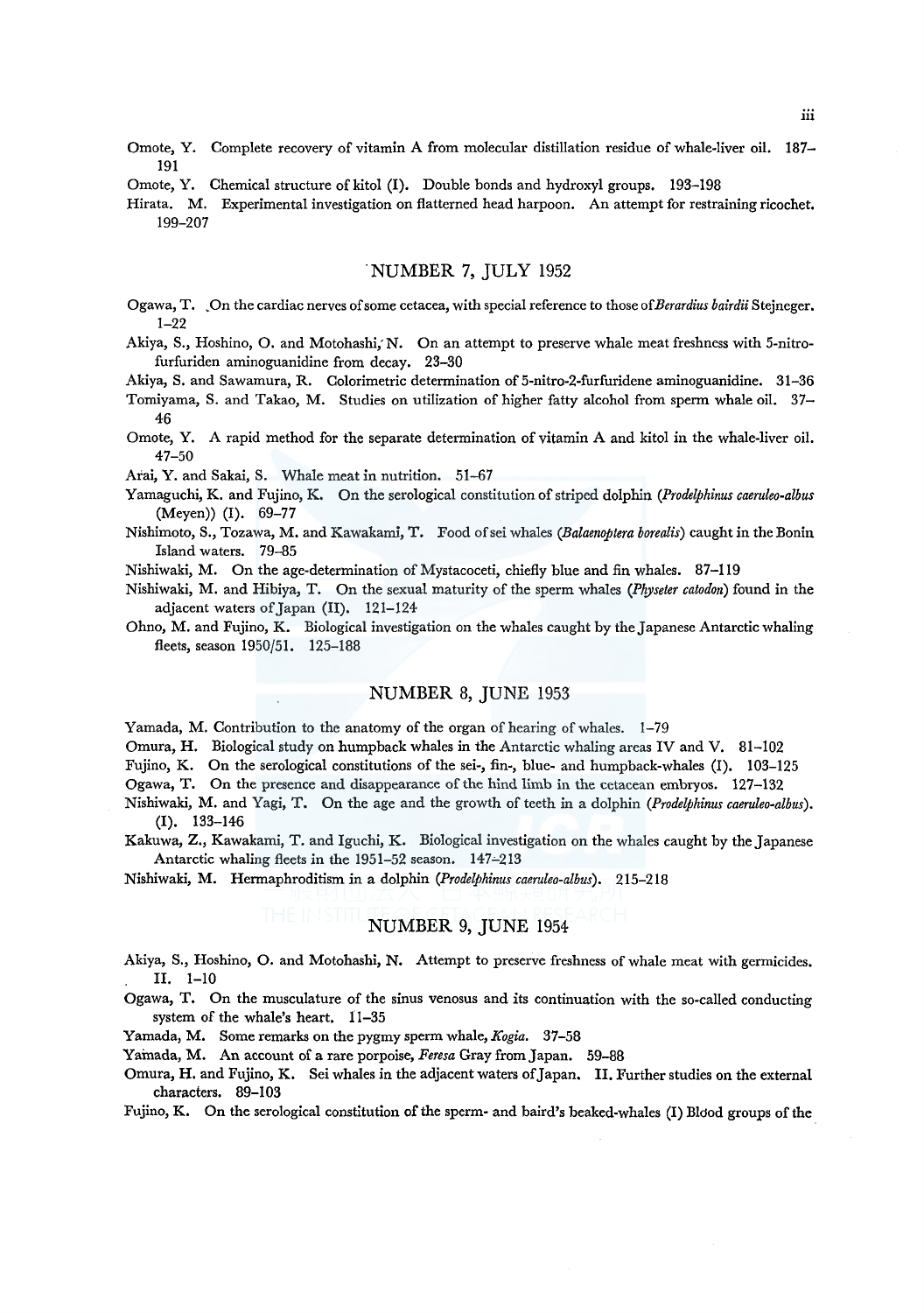Omote, Y. Complete recovery of vitamin A from molecular distillation residue of whale-liver oil. 187–191

Omote, Y. Chemical structure of kitol (I). Double bonds and hydroxyl groups. 193–198

Hirata. M. Experimental investigation on flatterned head harpoon. An attempt for restraining ricochet. 199–207

## NUMBER 7, JULY 1952

Ogawa, T. On the cardiac nerves of some cetacea, with special reference to those of *Berardius bairdii* Stejneger. 1–22

Akiya, S., Hoshino, O. and Motohashi, N. On an attempt to preserve whale meat freshness with 5-nitro-furfuriden aminoguanidine from decay. 23–30

Akiya, S. and Sawamura, R. Colorimetric determination of 5-nitro-2-furfuridene aminoguanidine. 31–36

Tomiyama, S. and Takao, M. Studies on utilization of higher fatty alcohol from sperm whale oil. 37–46

Omote, Y. A rapid method for the separate determination of vitamin A and kitol in the whale-liver oil. 47–50

Arai, Y. and Sakai, S. Whale meat in nutrition. 51–67

Yamaguchi, K. and Fujino, K. On the serological constitution of striped dolphin (*Prodelphinus caeruleo-albus* (Meyen)) (I). 69–77

Nishimoto, S., Tozawa, M. and Kawakami, T. Food of sei whales (*Balaenoptera borealis*) caught in the Bonin Island waters. 79–85

Nishiwaki, M. On the age-determination of Mystacoceti, chiefly blue and fin whales. 87–119

Nishiwaki, M. and Hibiya, T. On the sexual maturity of the sperm whales (*Physeter catodon*) found in the adjacent waters of Japan (II). 121–124

Ohno, M. and Fujino, K. Biological investigation on the whales caught by the Japanese Antarctic whaling fleets, season 1950/51. 125–188

## NUMBER 8, JUNE 1953

Yamada, M. Contribution to the anatomy of the organ of hearing of whales. 1–79

Omura, H. Biological study on humpback whales in the Antarctic whaling areas IV and V. 81–102

Fujino, K. On the serological constitutions of the sei-, fin-, blue- and humpback-whales (I). 103–125

Ogawa, T. On the presence and disappearance of the hind limb in the cetacean embryos. 127–132

Nishiwaki, M. and Yagi, T. On the age and the growth of teeth in a dolphin (*Prodelphinus caeruleo-albus*). (I). 133–146

Kakuwa, Z., Kawakami, T. and Iguchi, K. Biological investigation on the whales caught by the Japanese Antarctic whaling fleets in the 1951–52 season. 147–213

Nishiwaki, M. Hermaphroditism in a dolphin (*Prodelphinus caeruleo-albus*). 215–218

## NUMBER 9, JUNE 1954

Akiya, S., Hoshino, O. and Motohashi, N. Attempt to preserve freshness of whale meat with germicides. II. 1–10

Ogawa, T. On the musculature of the sinus venosus and its continuation with the so-called conducting system of the whale's heart. 11–35

Yamada, M. Some remarks on the pygmy sperm whale, *Kogia*. 37–58

Yamada, M. An account of a rare porpoise, *Feresa* Gray from Japan. 59–88

Omura, H. and Fujino, K. Sei whales in the adjacent waters of Japan. II. Further studies on the external characters. 89–103

Fujino, K. On the serological constitution of the sperm- and baird's beaked-whales (I) Blood groups of the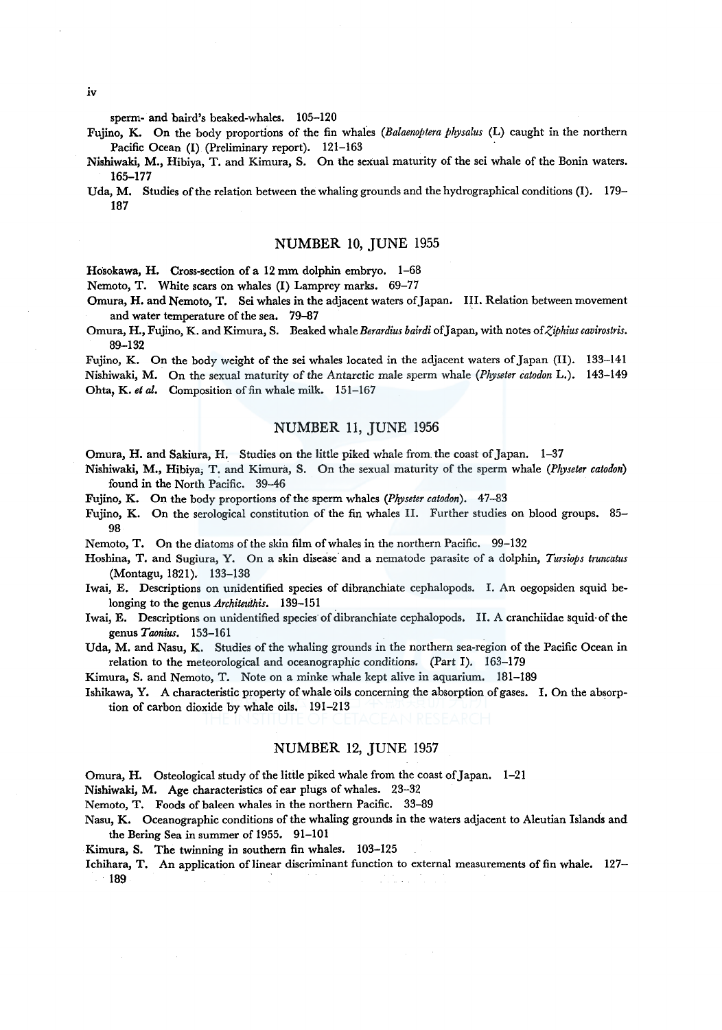sperm- and baird's beaked-whales. 105–120

Fujino, K. On the body proportions of the fin whales (*Balaenoptera physalus* (L) caught in the northern Pacific Ocean (I) (Preliminary report). 121–163

Nishiwaki, M., Hibiya, T. and Kimura, S. On the sexual maturity of the sei whale of the Bonin waters. 165–177

Uda, M. Studies of the relation between the whaling grounds and the hydrographical conditions (I). 179–187

## NUMBER 10, JUNE 1955

Hosokawa, H. Cross-section of a 12 mm dolphin embryo. 1–68

Nemoto, T. White scars on whales (I) Lamprey marks. 69–77

Omura, H. and Nemoto, T. Sei whales in the adjacent waters of Japan. III. Relation between movement and water temperature of the sea. 79–87

Omura, H., Fujino, K. and Kimura, S. Beaked whale *Berardius bairdi* of Japan, with notes of *Ziphius cavirostris*. 89–132

Fujino, K. On the body weight of the sei whales located in the adjacent waters of Japan (II). 133–141

Nishiwaki, M. On the sexual maturity of the Antarctic male sperm whale (*Physeter catodon* L.). 143–149

Ohta, K. *et al.* Composition of fin whale milk. 151–167

## NUMBER 11, JUNE 1956

Omura, H. and Sakiura, H. Studies on the little piked whale from the coast of Japan. 1–37

Nishiwaki, M., Hibiya, T. and Kimura, S. On the sexual maturity of the sperm whale (*Physeter catodon*) found in the North Pacific. 39–46

Fujino, K. On the body proportions of the sperm whales (*Physeter catodon*). 47–83

Fujino, K. On the serological constitution of the fin whales II. Further studies on blood groups. 85–98

Nemoto, T. On the diatoms of the skin film of whales in the northern Pacific. 99–132

Hoshina, T. and Sugiura, Y. On a skin disease and a nematode parasite of a dolphin, *Tursiops truncatus* (Montagu, 1821). 133–138

Iwai, E. Descriptions on unidentified species of dibranchiate cephalopods. I. An oegopsiden squid belonging to the genus *Architeuthis*. 139–151

Iwai, E. Descriptions on unidentified species of dibranchiate cephalopods. II. A cranchiidae squid of the genus *Taonius*. 153–161

Uda, M. and Nasu, K. Studies of the whaling grounds in the northern sea-region of the Pacific Ocean in relation to the meteorological and oceanographic conditions. (Part I). 163–179

Kimura, S. and Nemoto, T. Note on a minke whale kept alive in aquarium. 181–189

Ishikawa, Y. A characteristic property of whale oils concerning the absorption of gases. I. On the absorption of carbon dioxide by whale oils. 191–213

## NUMBER 12, JUNE 1957

Omura, H. Osteological study of the little piked whale from the coast of Japan. 1–21

Nishiwaki, M. Age characteristics of ear plugs of whales. 23–32

Nemoto, T. Foods of baleen whales in the northern Pacific. 33–89

Nasu, K. Oceanographic conditions of the whaling grounds in the waters adjacent to Aleutian Islands and the Bering Sea in summer of 1955. 91–101

Kimura, S. The twinning in southern fin whales. 103–125

Ichihara, T. An application of linear discriminant function to external measurements of fin whale. 127–189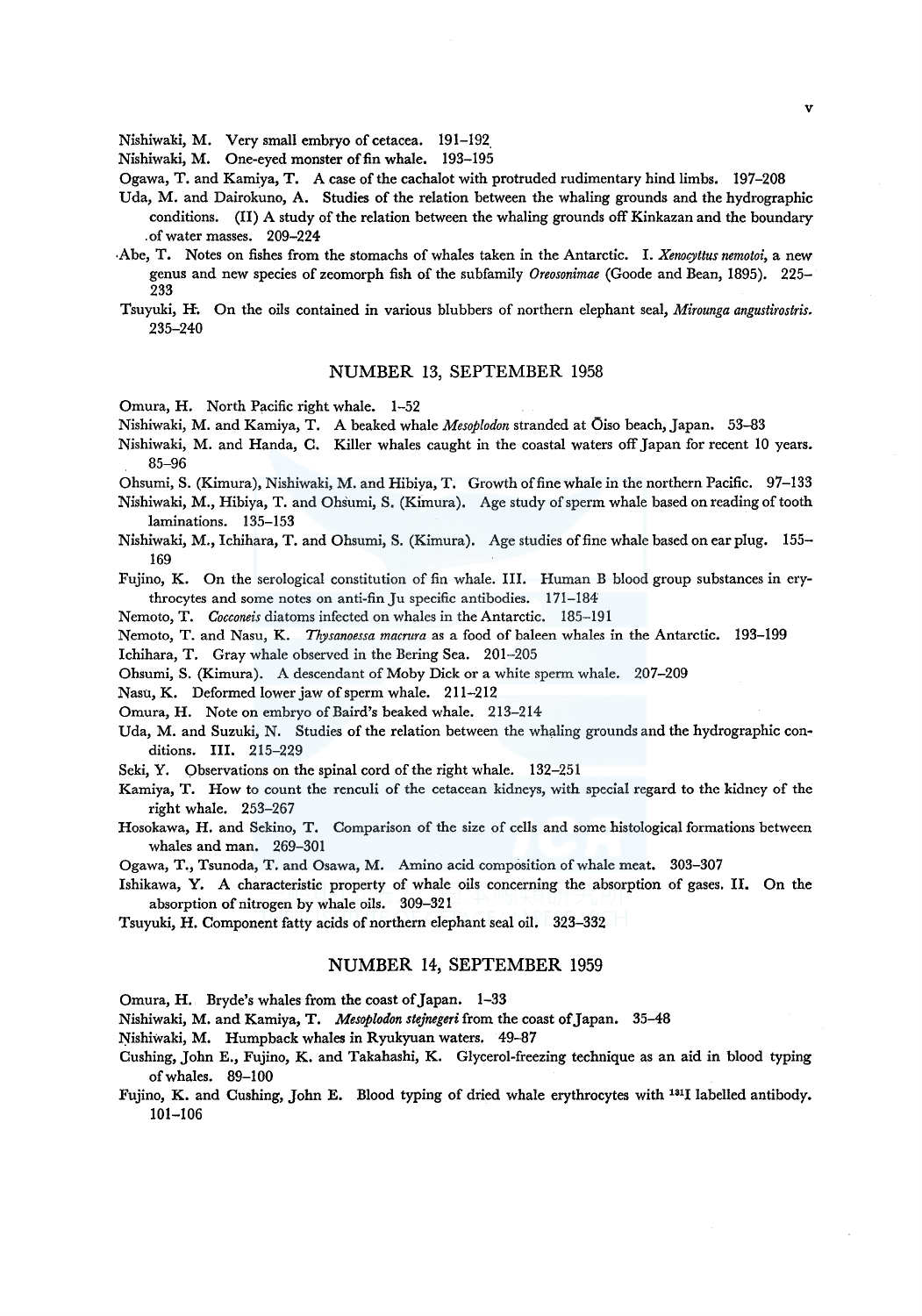Nishiwaki, M. Very small embryo of cetacea. 191–192

Nishiwaki, M. One-eyed monster of fin whale. 193–195

Ogawa, T. and Kamiya, T. A case of the cachalot with protruded rudimentary hind limbs. 197–208

Uda, M. and Dairokuno, A. Studies of the relation between the whaling grounds and the hydrographic conditions. (II) A study of the relation between the whaling grounds off Kinkazan and the boundary of water masses. 209–224

Abe, T. Notes on fishes from the stomachs of whales taken in the Antarctic. I. *Xenocyttus nemotoi*, a new genus and new species of zeomorph fish of the subfamily *Oreosonimae* (Goode and Bean, 1895). 225–233

Tsuyuki, H. On the oils contained in various blubbers of northern elephant seal, *Mirounga angustirostris*. 235–240

## NUMBER 13, SEPTEMBER 1958

Omura, H. North Pacific right whale. 1–52

Nishiwaki, M. and Kamiya, T. A beaked whale *Mesoplodon* stranded at Ōiso beach, Japan. 53–83

Nishiwaki, M. and Handa, C. Killer whales caught in the coastal waters off Japan for recent 10 years. 85–96

Ohsumi, S. (Kimura), Nishiwaki, M. and Hibiya, T. Growth of fine whale in the northern Pacific. 97–133

Nishiwaki, M., Hibiya, T. and Ohsumi, S. (Kimura). Age study of sperm whale based on reading of tooth laminations. 135–153

Nishiwaki, M., Ichihara, T. and Ohsumi, S. (Kimura). Age studies of fine whale based on ear plug. 155–169

Fujino, K. On the serological constitution of fin whale. III. Human B blood group substances in erythrocytes and some notes on anti-fin Ju specific antibodies. 171–184

Nemoto, T. *Cocconeis* diatoms infected on whales in the Antarctic. 185–191

Nemoto, T. and Nasu, K. *Thysanoessa macrura* as a food of baleen whales in the Antarctic. 193–199

Ichihara, T. Gray whale observed in the Bering Sea. 201–205

Ohsumi, S. (Kimura). A descendant of Moby Dick or a white sperm whale. 207–209

Nasu, K. Deformed lower jaw of sperm whale. 211–212

Omura, H. Note on embryo of Baird's beaked whale. 213–214

Uda, M. and Suzuki, N. Studies of the relation between the whaling grounds and the hydrographic conditions. III. 215–229

Seki, Y. Observations on the spinal cord of the right whale. 132–251

Kamiya, T. How to count the renculi of the cetacean kidneys, with special regard to the kidney of the right whale. 253–267

Hosokawa, H. and Sekino, T. Comparison of the size of cells and some histological formations between whales and man. 269–301

Ogawa, T., Tsunoda, T. and Osawa, M. Amino acid composition of whale meat. 303–307

Ishikawa, Y. A characteristic property of whale oils concerning the absorption of gases. II. On the absorption of nitrogen by whale oils. 309–321

Tsuyuki, H. Component fatty acids of northern elephant seal oil. 323–332

## NUMBER 14, SEPTEMBER 1959

Omura, H. Bryde's whales from the coast of Japan. 1–33

Nishiwaki, M. and Kamiya, T. *Mesoplodon stejnegeri* from the coast of Japan. 35–48

Nishiwaki, M. Humpback whales in Ryukyuan waters. 49–87

Cushing, John E., Fujino, K. and Takahashi, K. Glycerol-freezing technique as an aid in blood typing of whales. 89–100

Fujino, K. and Cushing, John E. Blood typing of dried whale erythrocytes with $^{131}I$ labelled antibody. 101–106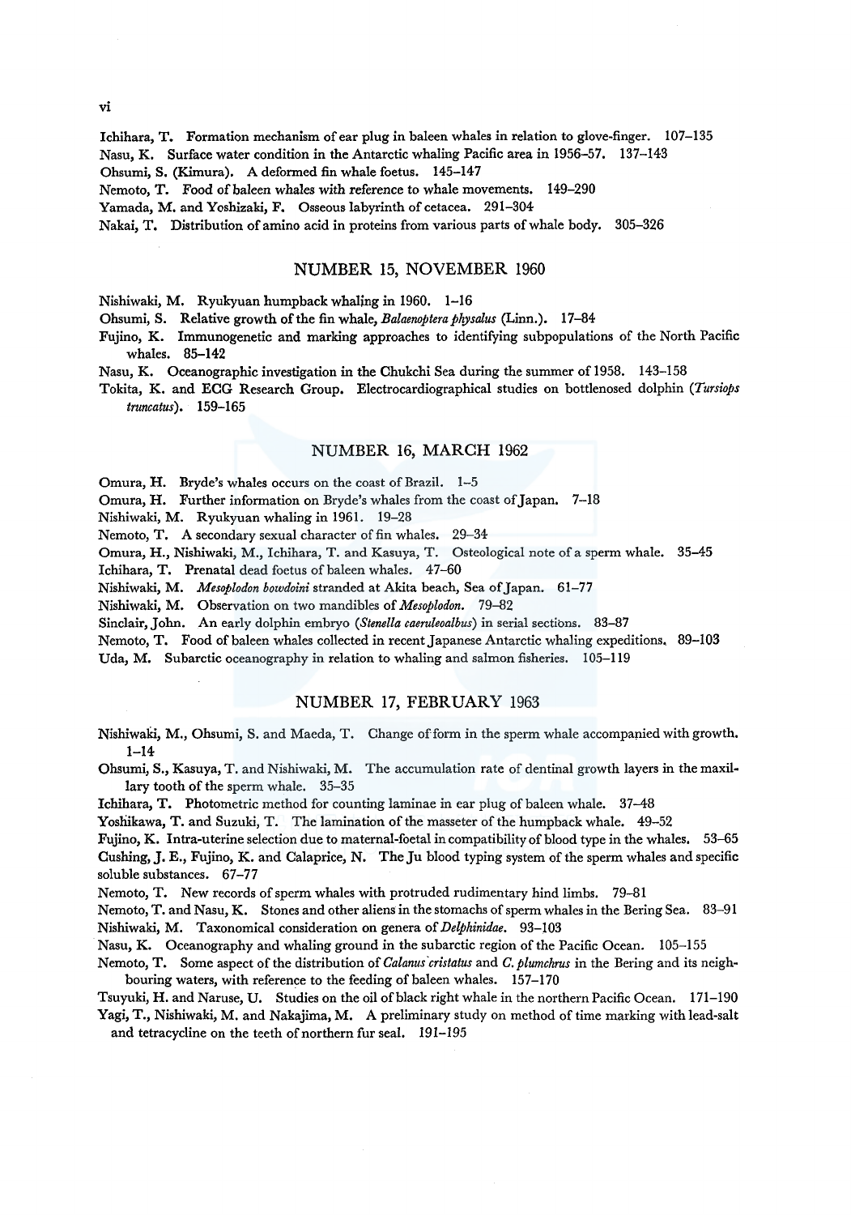Ichihara, T. Formation mechanism of ear plug in baleen whales in relation to glove-finger. 107–135

Nasu, K. Surface water condition in the Antarctic whaling Pacific area in 1956–57. 137–143

Ohsumi, S. (Kimura). A deformed fin whale foetus. 145–147

Nemoto, T. Food of baleen whales with reference to whale movements. 149–290

Yamada, M. and Yoshizaki, F. Osseous labyrinth of cetacea. 291–304

Nakai, T. Distribution of amino acid in proteins from various parts of whale body. 305–326

## NUMBER 15, NOVEMBER 1960

Nishiwaki, M. Ryukyuan humpback whaling in 1960. 1–16

Ohsumi, S. Relative growth of the fin whale, *Balaenoptera physalus* (Linn.). 17–84

Fujino, K. Immunogenetic and marking approaches to identifying subpopulations of the North Pacific whales. 85–142

Nasu, K. Oceanographic investigation in the Chukchi Sea during the summer of 1958. 143–158

Tokita, K. and ECG Research Group. Electrocardiographical studies on bottlenosed dolphin (*Tursiops truncatus*). 159–165

## NUMBER 16, MARCH 1962

Omura, H. Bryde's whales occurs on the coast of Brazil. 1–5

Omura, H. Further information on Bryde's whales from the coast of Japan. 7–18

Nishiwaki, M. Ryukyuan whaling in 1961. 19–28

Nemoto, T. A secondary sexual character of fin whales. 29–34

Omura, H., Nishiwaki, M., Ichihara, T. and Kasuya, T. Osteological note of a sperm whale. 35–45

Ichihara, T. Prenatal dead foetus of baleen whales. 47–60

Nishiwaki, M. *Mesoplodon bowdoini* stranded at Akita beach, Sea of Japan. 61–77

Nishiwaki, M. Observation on two mandibles of *Mesoplodon*. 79–82

Sinclair, John. An early dolphin embryo (*Stenella caeruleoalbus*) in serial sections. 83–87

Nemoto, T. Food of baleen whales collected in recent Japanese Antarctic whaling expeditions. 89–103

Uda, M. Subarctic oceanography in relation to whaling and salmon fisheries. 105–119

## NUMBER 17, FEBRUARY 1963

Nishiwaki, M., Ohsumi, S. and Maeda, T. Change of form in the sperm whale accompanied with growth. 1–14

Ohsumi, S., Kasuya, T. and Nishiwaki, M. The accumulation rate of dentinal growth layers in the maxillary tooth of the sperm whale. 35–35

Ichihara, T. Photometric method for counting laminae in ear plug of baleen whale. 37–48

Yoshikawa, T. and Suzuki, T. The lamination of the masseter of the humpback whale. 49–52

Fujino, K. Intra-uterine selection due to maternal-foetal in compatibility of blood type in the whales. 53–65

Cushing, J. E., Fujino, K. and Calaprice, N. The Ju blood typing system of the sperm whales and specific soluble substances. 67–77

Nemoto, T. New records of sperm whales with protruded rudimentary hind limbs. 79–81

Nemoto, T. and Nasu, K. Stones and other aliens in the stomachs of sperm whales in the Bering Sea. 83–91

Nishiwaki, M. Taxonomical consideration on genera of *Delphinidae*. 93–103

Nasu, K. Oceanography and whaling ground in the subarctic region of the Pacific Ocean. 105–155

Nemoto, T. Some aspect of the distribution of *Calanus cristatus* and *C. plumchrus* in the Bering and its neighbouring waters, with reference to the feeding of baleen whales. 157–170

Tsuyuki, H. and Naruse, U. Studies on the oil of black right whale in the northern Pacific Ocean. 171–190

Yagi, T., Nishiwaki, M. and Nakajima, M. A preliminary study on method of time marking with lead-salt and tetracycline on the teeth of northern fur seal. 191–195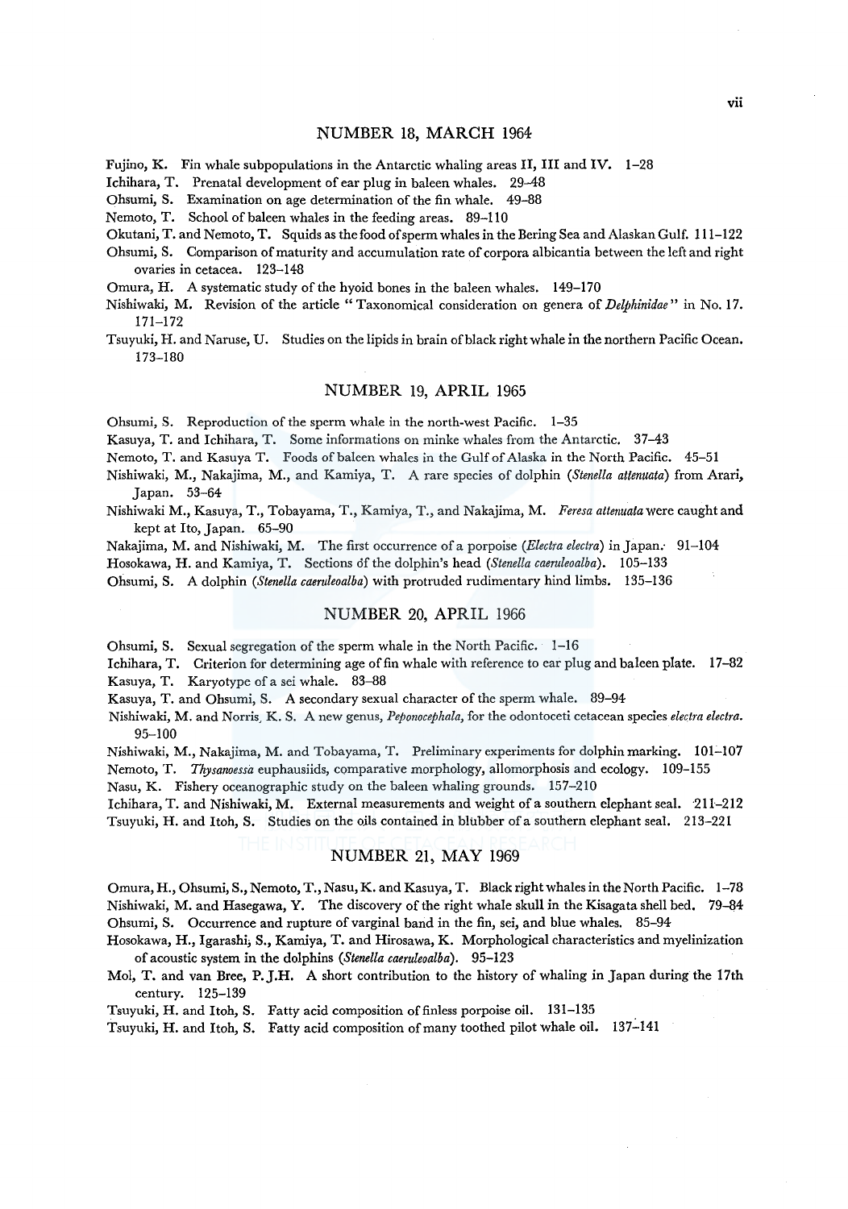## NUMBER 18, MARCH 1964

Fujino, K. Fin whale subpopulations in the Antarctic whaling areas II, III and IV. 1–28

Ichihara, T. Prenatal development of ear plug in baleen whales. 29–48

Ohsumi, S. Examination on age determination of the fin whale. 49–88

Nemoto, T. School of baleen whales in the feeding areas. 89–110

Okutani, T. and Nemoto, T. Squids as the food of sperm whales in the Bering Sea and Alaskan Gulf. 111–122

Ohsumi, S. Comparison of maturity and accumulation rate of corpora albicantia between the left and right ovaries in cetacea. 123–148

Omura, H. A systematic study of the hyoid bones in the baleen whales. 149–170

Nishiwaki, M. Revision of the article "Taxonomical consideration on genera of *Delphinidae*" in No. 17. 171–172

Tsuyuki, H. and Naruse, U. Studies on the lipids in brain of black right whale in the northern Pacific Ocean. 173–180

## NUMBER 19, APRIL 1965

Ohsumi, S. Reproduction of the sperm whale in the north-west Pacific. 1–35

Kasuya, T. and Ichihara, T. Some informations on minke whales from the Antarctic. 37–43

Nemoto, T. and Kasuya T. Foods of baleen whales in the Gulf of Alaska in the North Pacific. 45–51

Nishiwaki, M., Nakajima, M., and Kamiya, T. A rare species of dolphin (*Stenella attenuata*) from Arari, Japan. 53–64

Nishiwaki M., Kasuya, T., Tobayama, T., Kamiya, T., and Nakajima, M. *Feresa attenuata* were caught and kept at Ito, Japan. 65–90

Nakajima, M. and Nishiwaki, M. The first occurrence of a porpoise (*Electra electra*) in Japan. 91–104

Hosokawa, H. and Kamiya, T. Sections of the dolphin's head (*Stenella caeruleoalba*). 105–133

Ohsumi, S. A dolphin (*Stenella caeruleoalba*) with protruded rudimentary hind limbs. 135–136

## NUMBER 20, APRIL 1966

Ohsumi, S. Sexual segregation of the sperm whale in the North Pacific. 1–16

Ichihara, T. Criterion for determining age of fin whale with reference to ear plug and baleen plate. 17–82

Kasuya, T. Karyotype of a sei whale. 83–88

Kasuya, T. and Ohsumi, S. A secondary sexual character of the sperm whale. 89–94

Nishiwaki, M. and Norris, K. S. A new genus, *Peponocephala*, for the odontoceti cetacean species *electra electra*. 95–100

Nishiwaki, M., Nakajima, M. and Tobayama, T. Preliminary experiments for dolphin marking. 101–107

Nemoto, T. *Thysanoessa* euphausiids, comparative morphology, allomorphosis and ecology. 109–155

Nasu, K. Fishery oceanographic study on the baleen whaling grounds. 157–210

Ichihara, T. and Nishiwaki, M. External measurements and weight of a southern elephant seal. 211–212

Tsuyuki, H. and Itoh, S. Studies on the oils contained in blubber of a southern elephant seal. 213–221

## NUMBER 21, MAY 1969

Omura, H., Ohsumi, S., Nemoto, T., Nasu, K. and Kasuya, T. Black right whales in the North Pacific. 1–78

Nishiwaki, M. and Hasegawa, Y. The discovery of the right whale skull in the Kisagata shell bed. 79–84

Ohsumi, S. Occurrence and rupture of varginal band in the fin, sei, and blue whales. 85–94

Hosokawa, H., Igarashi, S., Kamiya, T. and Hirosawa, K. Morphological characteristics and myelinization of acoustic system in the dolphins (*Stenella caeruleoalba*). 95–123

Mol, T. and van Bree, P. J.H. A short contribution to the history of whaling in Japan during the 17th century. 125–139

Tsuyuki, H. and Itoh, S. Fatty acid composition of finless porpoise oil. 131–135

Tsuyuki, H. and Itoh, S. Fatty acid composition of many toothed pilot whale oil. 137–141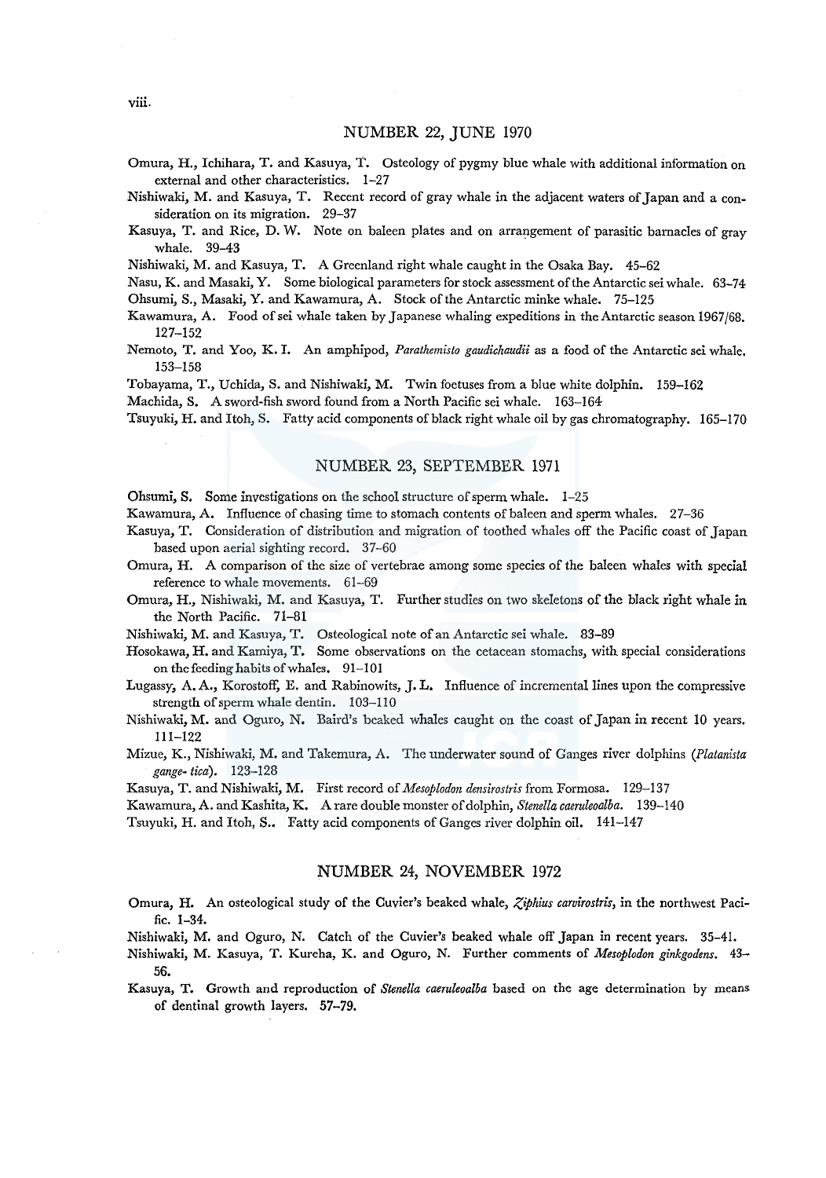## NUMBER 22, JUNE 1970

Omura, H., Ichihara, T. and Kasuya, T. Osteology of pygmy blue whale with additional information on external and other characteristics. 1–27

Nishiwaki, M. and Kasuya, T. Recent record of gray whale in the adjacent waters of Japan and a consideration on its migration. 29–37

Kasuya, T. and Rice, D. W. Note on baleen plates and on arrangement of parasitic barnacles of gray whale. 39–43

Nishiwaki, M. and Kasuya, T. A Greenland right whale caught in the Osaka Bay. 45–62

Nasu, K. and Masaki, Y. Some biological parameters for stock assessment of the Antarctic sei whale. 63–74

Ohsumi, S., Masaki, Y. and Kawamura, A. Stock of the Antarctic minke whale. 75–125

Kawamura, A. Food of sei whale taken by Japanese whaling expeditions in the Antarctic season 1967/68. 127–152

Nemoto, T. and Yoo, K. I. An amphipod, *Parathemisto gaudichaudii* as a food of the Antarctic sei whale. 153–158

Tobayama, T., Uchida, S. and Nishiwaki, M. Twin foetuses from a blue white dolphin. 159–162

Machida, S. A sword-fish sword found from a North Pacific sei whale. 163–164

Tsuyuki, H. and Itoh, S. Fatty acid components of black right whale oil by gas chromatography. 165–170

## NUMBER 23, SEPTEMBER 1971

Ohsumi, S. Some investigations on the school structure of sperm whale. 1–25

Kawamura, A. Influence of chasing time to stomach contents of baleen and sperm whales. 27–36

Kasuya, T. Consideration of distribution and migration of toothed whales off the Pacific coast of Japan based upon aerial sighting record. 37–60

Omura, H. A comparison of the size of vertebrae among some species of the baleen whales with special reference to whale movements. 61–69

Omura, H., Nishiwaki, M. and Kasuya, T. Further studies on two skeletons of the black right whale in the North Pacific. 71–81

Nishiwaki, M. and Kasuya, T. Osteological note of an Antarctic sei whale. 83–89

Hosokawa, H. and Kamiya, T. Some observations on the cetacean stomachs, with special considerations on the feeding habits of whales. 91–101

Lugassy, A. A., Korostoff, E. and Rabinowits, J. L. Influence of incremental lines upon the compressive strength of sperm whale dentin. 103–110

Nishiwaki, M. and Oguro, N. Baird's beaked whales caught on the coast of Japan in recent 10 years. 111–122

Mizue, K., Nishiwaki, M. and Takemura, A. The underwater sound of Ganges river dolphins (*Platanista gange- tica*). 123–128

Kasuya, T. and Nishiwaki, M. First record of *Mesoplodon densirostris* from Formosa. 129–137

Kawamura, A. and Kashita, K. A rare double monster of dolphin, *Stenella caeruleoalba*. 139–140

Tsuyuki, H. and Itoh, S.. Fatty acid components of Ganges river dolphin oil. 141–147

## NUMBER 24, NOVEMBER 1972

Omura, H. An osteological study of the Cuvier's beaked whale, *Ziphius carvirostris*, in the northwest Pacific. 1–34.

Nishiwaki, M. and Oguro, N. Catch of the Cuvier's beaked whale off Japan in recent years. 35–41.

Nishiwaki, M. Kasuya, T. Kureha, K. and Oguro, N. Further comments of *Mesoplodon ginkgodens*. 43–56.

Kasuya, T. Growth and reproduction of *Stenella caeruleoalba* based on the age determination by means of dentinal growth layers. 57–79.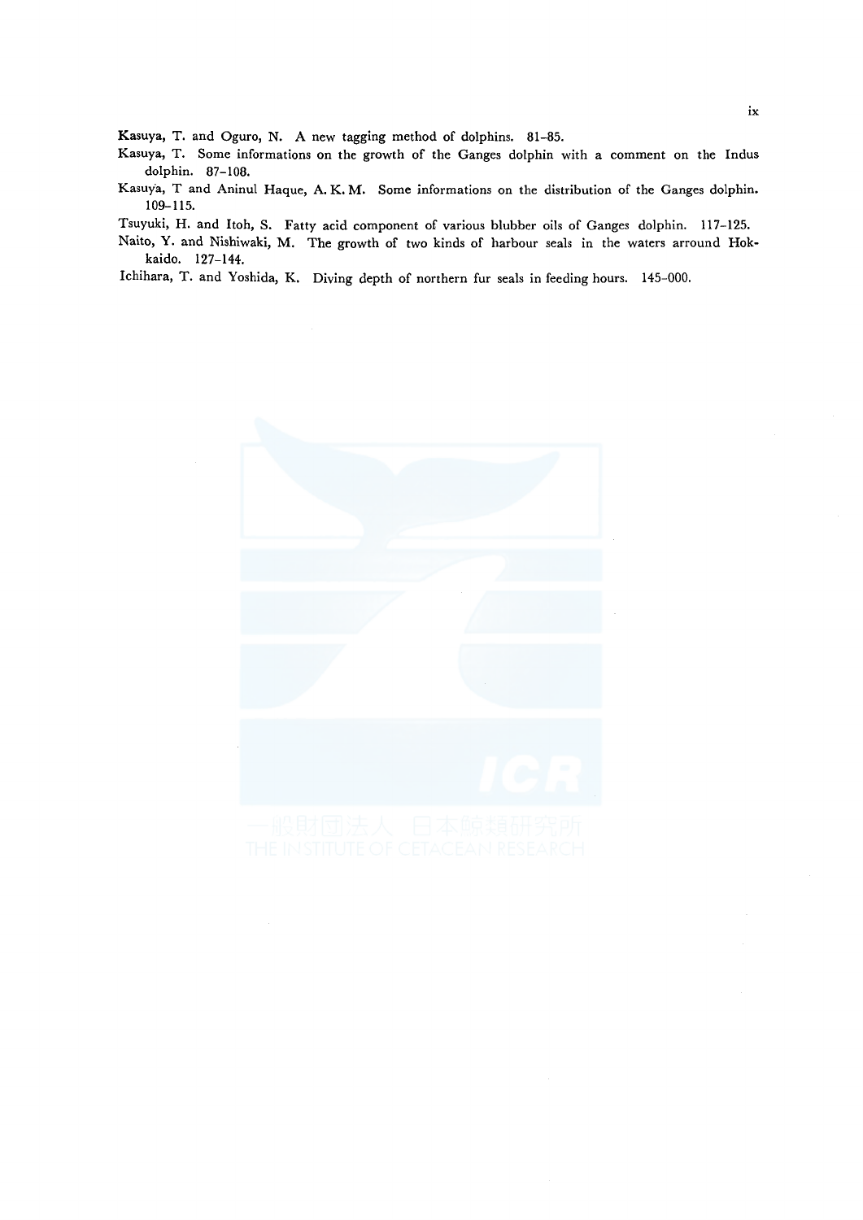Kasuya, T. and Oguro, N. A new tagging method of dolphins. 81–85.

Kasuya, T. Some informations on the growth of the Ganges dolphin with a comment on the Indus dolphin. 87–108.

Kasuya, T and Aninul Haque, A. K. M. Some informations on the distribution of the Ganges dolphin. 109–115.

Tsuyuki, H. and Itoh, S. Fatty acid component of various blubber oils of Ganges dolphin. 117–125.

Naito, Y. and Nishiwaki, M. The growth of two kinds of harbour seals in the waters arround Hokkaido. 127–144.

Ichihara, T. and Yoshida, K. Diving depth of northern fur seals in feeding hours. 145–000.